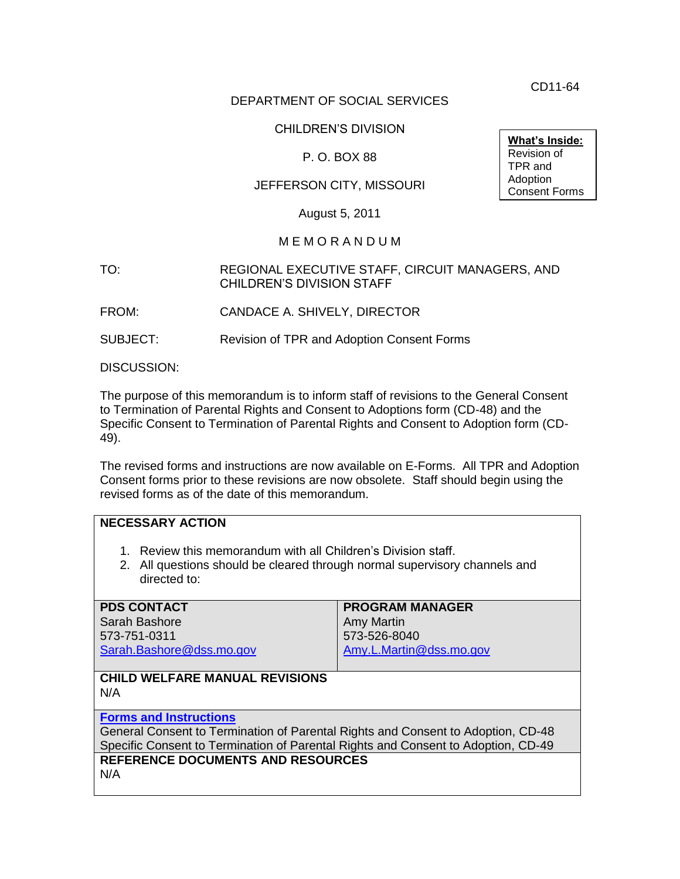CD11-64

DEPARTMENT OF SOCIAL SERVICES

CHILDREN'S DIVISION

P. O. BOX 88

JEFFERSON CITY, MISSOURI

August 5, 2011

**What's Inside:**
Revision of TPR and Adoption Consent Forms

M E M O R A N D U M

TO: REGIONAL EXECUTIVE STAFF, CIRCUIT MANAGERS, AND CHILDREN'S DIVISION STAFF

FROM: CANDACE A. SHIVELY, DIRECTOR

SUBJECT: Revision of TPR and Adoption Consent Forms

DISCUSSION:

The purpose of this memorandum is to inform staff of revisions to the General Consent to Termination of Parental Rights and Consent to Adoptions form (CD-48) and the Specific Consent to Termination of Parental Rights and Consent to Adoption form (CD-49).

The revised forms and instructions are now available on E-Forms. All TPR and Adoption Consent forms prior to these revisions are now obsolete. Staff should begin using the revised forms as of the date of this memorandum.

**NECESSARY ACTION**

1. Review this memorandum with all Children's Division staff.
2. All questions should be cleared through normal supervisory channels and directed to:

| PDS CONTACT | PROGRAM MANAGER |
|---|---|
| Sarah Bashore<br>573-751-0311<br>Sarah.Bashore@dss.mo.gov | Amy Martin<br>573-526-8040<br>Amy.L.Martin@dss.mo.gov |

**CHILD WELFARE MANUAL REVISIONS**

N/A

**Forms and Instructions**

General Consent to Termination of Parental Rights and Consent to Adoption, CD-48
Specific Consent to Termination of Parental Rights and Consent to Adoption, CD-49

**REFERENCE DOCUMENTS AND RESOURCES**

N/A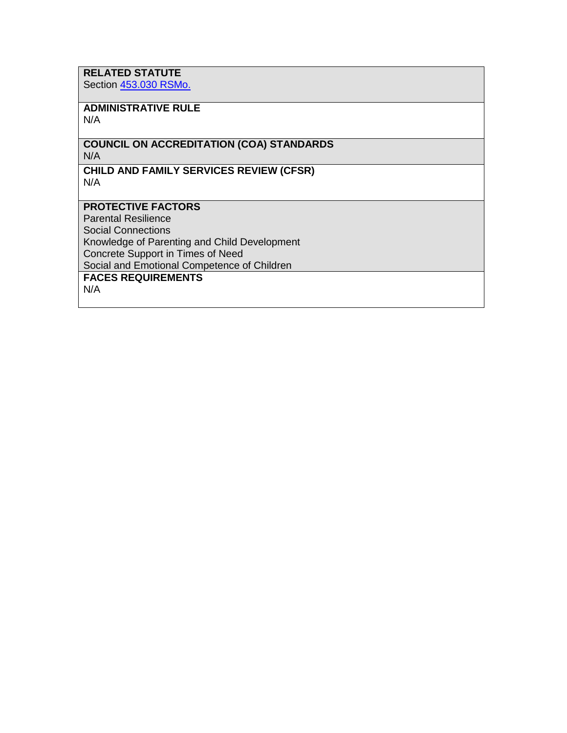**RELATED STATUTE**
Section [453.030 RSMo.](453.030 RSMo.)

**ADMINISTRATIVE RULE**
N/A

**COUNCIL ON ACCREDITATION (COA) STANDARDS**
N/A

**CHILD AND FAMILY SERVICES REVIEW (CFSR)**
N/A

**PROTECTIVE FACTORS**
Parental Resilience
Social Connections
Knowledge of Parenting and Child Development
Concrete Support in Times of Need
Social and Emotional Competence of Children

**FACES REQUIREMENTS**
N/A